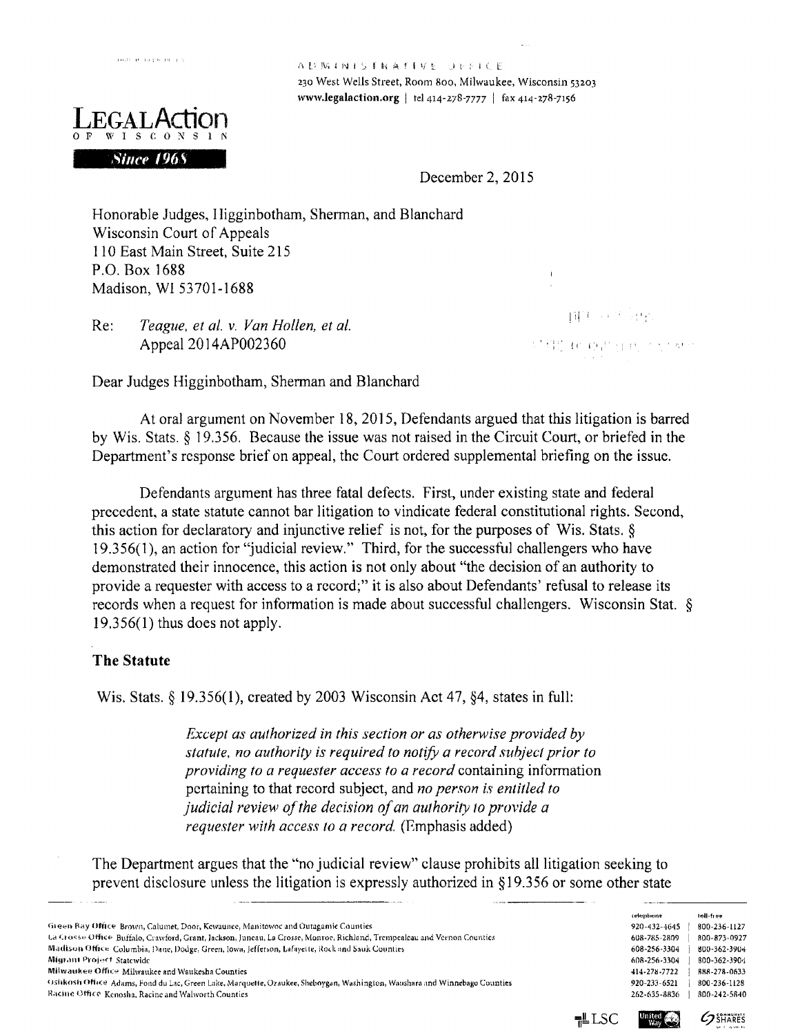ADMINISTRATIVE OFFICE
230 West Wells Street, Room 800, Milwaukee, Wisconsin 53203
www.legalaction.org | tel 414-278-7777 | fax 414-278-7156

**LEGAL Action OF WISCONSIN**

*Since 1968*

December 2, 2015

Honorable Judges, Higginbotham, Sherman, and Blanchard
Wisconsin Court of Appeals
110 East Main Street, Suite 215
P.O. Box 1688
Madison, WI 53701-1688

Re: *Teague, et al. v. Van Hollen, et al.*
Appeal 2014AP002360

Dear Judges Higginbotham, Sherman and Blanchard

At oral argument on November 18, 2015, Defendants argued that this litigation is barred by Wis. Stats. § 19.356. Because the issue was not raised in the Circuit Court, or briefed in the Department's response brief on appeal, the Court ordered supplemental briefing on the issue.

Defendants argument has three fatal defects. First, under existing state and federal precedent, a state statute cannot bar litigation to vindicate federal constitutional rights. Second, this action for declaratory and injunctive relief is not, for the purposes of Wis. Stats. § 19.356(1), an action for "judicial review." Third, for the successful challengers who have demonstrated their innocence, this action is not only about "the decision of an authority to provide a requester with access to a record;" it is also about Defendants' refusal to release its records when a request for information is made about successful challengers. Wisconsin Stat. § 19.356(1) thus does not apply.

## The Statute

Wis. Stats. § 19.356(1), created by 2003 Wisconsin Act 47, §4, states in full:

> *Except as authorized in this section or as otherwise provided by statute, no authority is required to notify a record subject prior to providing to a requester access to a record* containing information pertaining to that record subject, and *no person is entitled to judicial review of the decision of an authority to provide a requester with access to a record.* (Emphasis added)

The Department argues that the "no judicial review" clause prohibits all litigation seeking to prevent disclosure unless the litigation is expressly authorized in §19.356 or some other state

| | telephone | toll-free |
|---|---|---|
| Green Bay Office Brown, Calumet, Door, Kewaunee, Manitowoc and Outagamie Counties | 920-432-4645 | 800-236-1127 |
| La Crosse Office Buffalo, Crawford, Grant, Jackson, Juneau, La Crosse, Monroe, Richland, Trempealeau and Vernon Counties | 608-785-2809 | 800-873-0927 |
| Madison Office Columbia, Dane, Dodge, Green, Iowa, Jefferson, Lafayette, Rock and Sauk Counties | 608-256-3304 | 800-362-3904 |
| Migrant Project Statewide | 608-256-3304 | 800-362-3904 |
| Milwaukee Office Milwaukee and Waukesha Counties | 414-278-7722 | 888-278-0633 |
| Oshkosh Office Adams, Fond du Lac, Green Lake, Marquette, Ozaukee, Sheboygan, Washington, Waushara and Winnebago Counties | 920-233-6521 | 800-236-1128 |
| Racine Office Kenosha, Racine and Walworth Counties | 262-635-8836 | 800-242-5840 |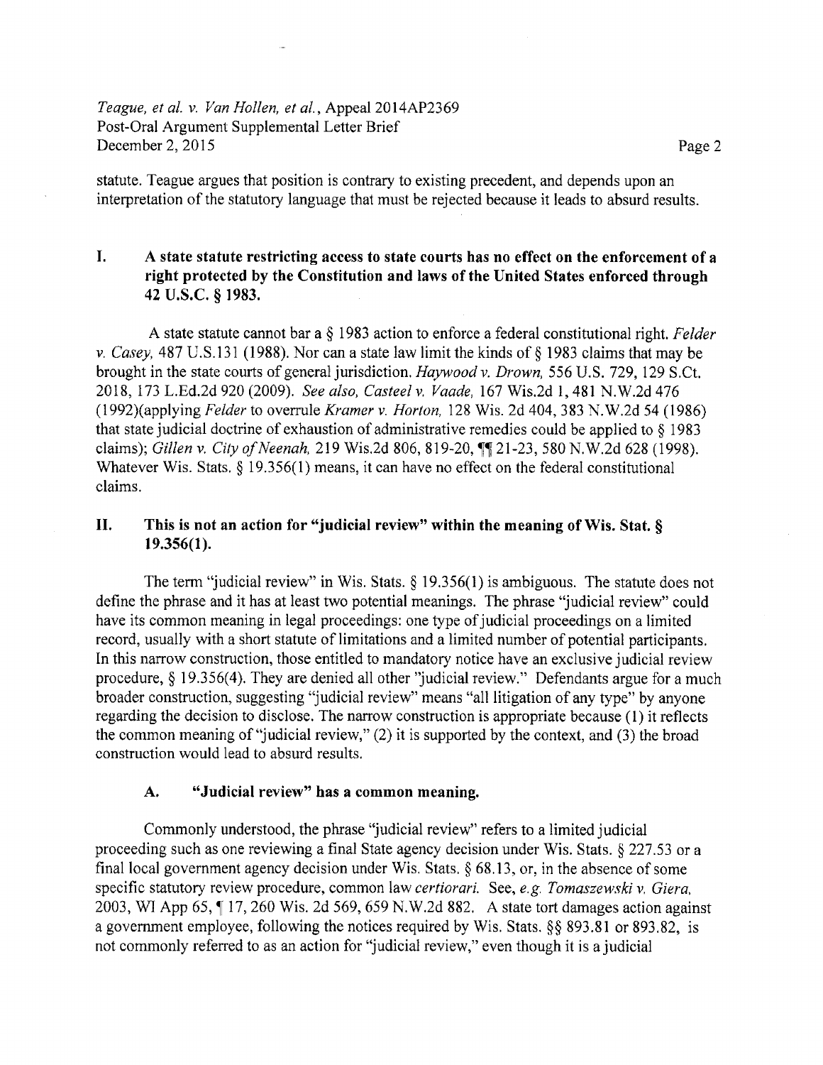statute. Teague argues that position is contrary to existing precedent, and depends upon an interpretation of the statutory language that must be rejected because it leads to absurd results.

## I. A state statute restricting access to state courts has no effect on the enforcement of a right protected by the Constitution and laws of the United States enforced through 42 U.S.C. § 1983.

A state statute cannot bar a § 1983 action to enforce a federal constitutional right. *Felder v. Casey*, 487 U.S.131 (1988). Nor can a state law limit the kinds of § 1983 claims that may be brought in the state courts of general jurisdiction. *Haywood v. Drown*, 556 U.S. 729, 129 S.Ct. 2018, 173 L.Ed.2d 920 (2009). *See also, Casteel v. Vaade*, 167 Wis.2d 1, 481 N.W.2d 476 (1992)(applying *Felder* to overrule *Kramer v. Horton*, 128 Wis. 2d 404, 383 N.W.2d 54 (1986) that state judicial doctrine of exhaustion of administrative remedies could be applied to § 1983 claims); *Gillen v. City of Neenah*, 219 Wis.2d 806, 819-20, ¶¶ 21-23, 580 N.W.2d 628 (1998). Whatever Wis. Stats. § 19.356(1) means, it can have no effect on the federal constitutional claims.

## II. This is not an action for "judicial review" within the meaning of Wis. Stat. § 19.356(1).

The term "judicial review" in Wis. Stats. § 19.356(1) is ambiguous. The statute does not define the phrase and it has at least two potential meanings. The phrase "judicial review" could have its common meaning in legal proceedings: one type of judicial proceedings on a limited record, usually with a short statute of limitations and a limited number of potential participants. In this narrow construction, those entitled to mandatory notice have an exclusive judicial review procedure, § 19.356(4). They are denied all other "judicial review." Defendants argue for a much broader construction, suggesting "judicial review" means "all litigation of any type" by anyone regarding the decision to disclose. The narrow construction is appropriate because (1) it reflects the common meaning of "judicial review," (2) it is supported by the context, and (3) the broad construction would lead to absurd results.

### A. "Judicial review" has a common meaning.

Commonly understood, the phrase "judicial review" refers to a limited judicial proceeding such as one reviewing a final State agency decision under Wis. Stats. § 227.53 or a final local government agency decision under Wis. Stats. § 68.13, or, in the absence of some specific statutory review procedure, common law *certiorari*. See, *e.g. Tomaszewski v. Giera*, 2003, WI App 65, ¶ 17, 260 Wis. 2d 569, 659 N.W.2d 882. A state tort damages action against a government employee, following the notices required by Wis. Stats. §§ 893.81 or 893.82, is not commonly referred to as an action for "judicial review," even though it is a judicial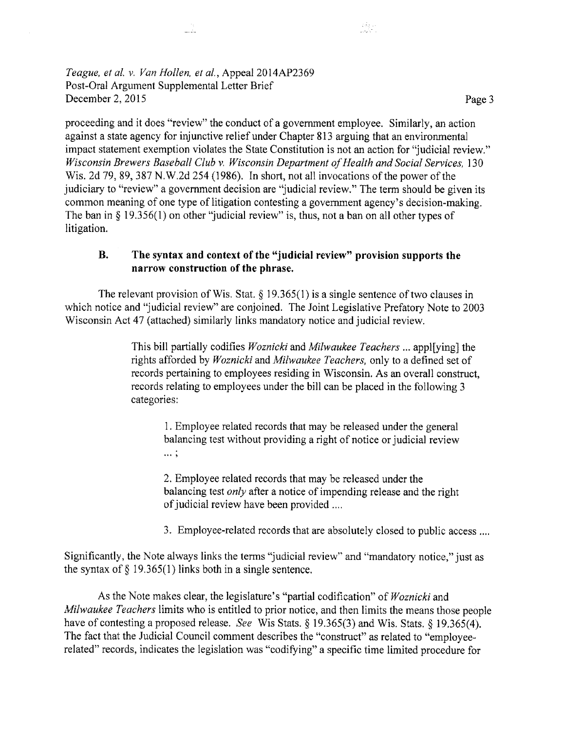proceeding and it does "review" the conduct of a government employee. Similarly, an action against a state agency for injunctive relief under Chapter 813 arguing that an environmental impact statement exemption violates the State Constitution is not an action for "judicial review." *Wisconsin Brewers Baseball Club v. Wisconsin Department of Health and Social Services,* 130 Wis. 2d 79, 89, 387 N.W.2d 254 (1986). In short, not all invocations of the power of the judiciary to "review" a government decision are "judicial review." The term should be given its common meaning of one type of litigation contesting a government agency's decision-making. The ban in § 19.356(1) on other "judicial review" is, thus, not a ban on all other types of litigation.

### B. The syntax and context of the "judicial review" provision supports the narrow construction of the phrase.

The relevant provision of Wis. Stat. § 19.365(1) is a single sentence of two clauses in which notice and "judicial review" are conjoined. The Joint Legislative Prefatory Note to 2003 Wisconsin Act 47 (attached) similarly links mandatory notice and judicial review.

> This bill partially codifies *Woznicki* and *Milwaukee Teachers* ... appl[ying] the rights afforded by *Woznicki* and *Milwaukee Teachers,* only to a defined set of records pertaining to employees residing in Wisconsin. As an overall construct, records relating to employees under the bill can be placed in the following 3 categories:
>
> > 1. Employee related records that may be released under the general balancing test without providing a right of notice or judicial review ... ;
> >
> > 2. Employee related records that may be released under the balancing test *only* after a notice of impending release and the right of judicial review have been provided ....
> >
> > 3. Employee-related records that are absolutely closed to public access ....

Significantly, the Note always links the terms "judicial review" and "mandatory notice," just as the syntax of § 19.365(1) links both in a single sentence.

As the Note makes clear, the legislature's "partial codification" of *Woznicki* and *Milwaukee Teachers* limits who is entitled to prior notice, and then limits the means those people have of contesting a proposed release. *See* Wis Stats. § 19.365(3) and Wis. Stats. § 19.365(4). The fact that the Judicial Council comment describes the "construct" as related to "employee-related" records, indicates the legislation was "codifying" a specific time limited procedure for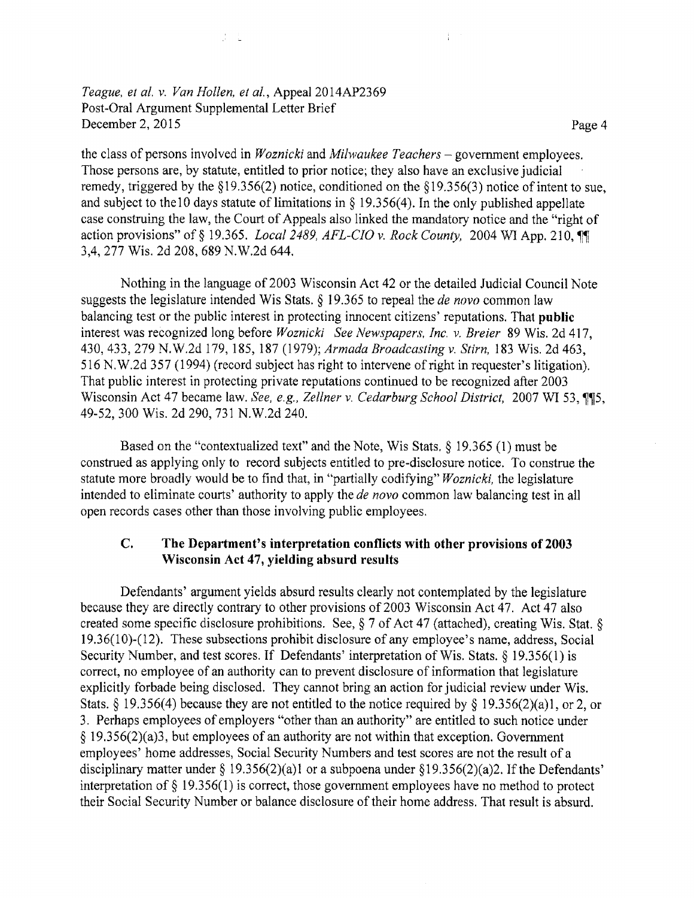the class of persons involved in *Woznicki* and *Milwaukee Teachers* – government employees. Those persons are, by statute, entitled to prior notice; they also have an exclusive judicial remedy, triggered by the §19.356(2) notice, conditioned on the §19.356(3) notice of intent to sue, and subject to the10 days statute of limitations in § 19.356(4). In the only published appellate case construing the law, the Court of Appeals also linked the mandatory notice and the "right of action provisions" of § 19.365. *Local 2489, AFL-CIO v. Rock County,* 2004 WI App. 210, ¶¶ 3,4, 277 Wis. 2d 208, 689 N.W.2d 644.

Nothing in the language of 2003 Wisconsin Act 42 or the detailed Judicial Council Note suggests the legislature intended Wis Stats. § 19.365 to repeal the *de novo* common law balancing test or the public interest in protecting innocent citizens' reputations. That **public** interest was recognized long before *Woznicki See Newspapers, Inc. v. Breier* 89 Wis. 2d 417, 430, 433, 279 N.W.2d 179, 185, 187 (1979); *Armada Broadcasting v. Stirn,* 183 Wis. 2d 463, 516 N.W.2d 357 (1994) (record subject has right to intervene of right in requester's litigation). That public interest in protecting private reputations continued to be recognized after 2003 Wisconsin Act 47 became law. *See, e.g., Zellner v. Cedarburg School District,* 2007 WI 53, ¶¶5, 49-52, 300 Wis. 2d 290, 731 N.W.2d 240.

Based on the "contextualized text" and the Note, Wis Stats. § 19.365 (1) must be construed as applying only to record subjects entitled to pre-disclosure notice. To construe the statute more broadly would be to find that, in "partially codifying" *Woznicki,* the legislature intended to eliminate courts' authority to apply the *de novo* common law balancing test in all open records cases other than those involving public employees.

### C. The Department's interpretation conflicts with other provisions of 2003 Wisconsin Act 47, yielding absurd results

Defendants' argument yields absurd results clearly not contemplated by the legislature because they are directly contrary to other provisions of 2003 Wisconsin Act 47. Act 47 also created some specific disclosure prohibitions. See, § 7 of Act 47 (attached), creating Wis. Stat. § 19.36(10)-(12). These subsections prohibit disclosure of any employee's name, address, Social Security Number, and test scores. If Defendants' interpretation of Wis. Stats. § 19.356(1) is correct, no employee of an authority can to prevent disclosure of information that legislature explicitly forbade being disclosed. They cannot bring an action for judicial review under Wis. Stats. § 19.356(4) because they are not entitled to the notice required by § 19.356(2)(a)1, or 2, or 3. Perhaps employees of employers "other than an authority" are entitled to such notice under § 19.356(2)(a)3, but employees of an authority are not within that exception. Government employees' home addresses, Social Security Numbers and test scores are not the result of a disciplinary matter under § 19.356(2)(a)1 or a subpoena under §19.356(2)(a)2. If the Defendants' interpretation of § 19.356(1) is correct, those government employees have no method to protect their Social Security Number or balance disclosure of their home address. That result is absurd.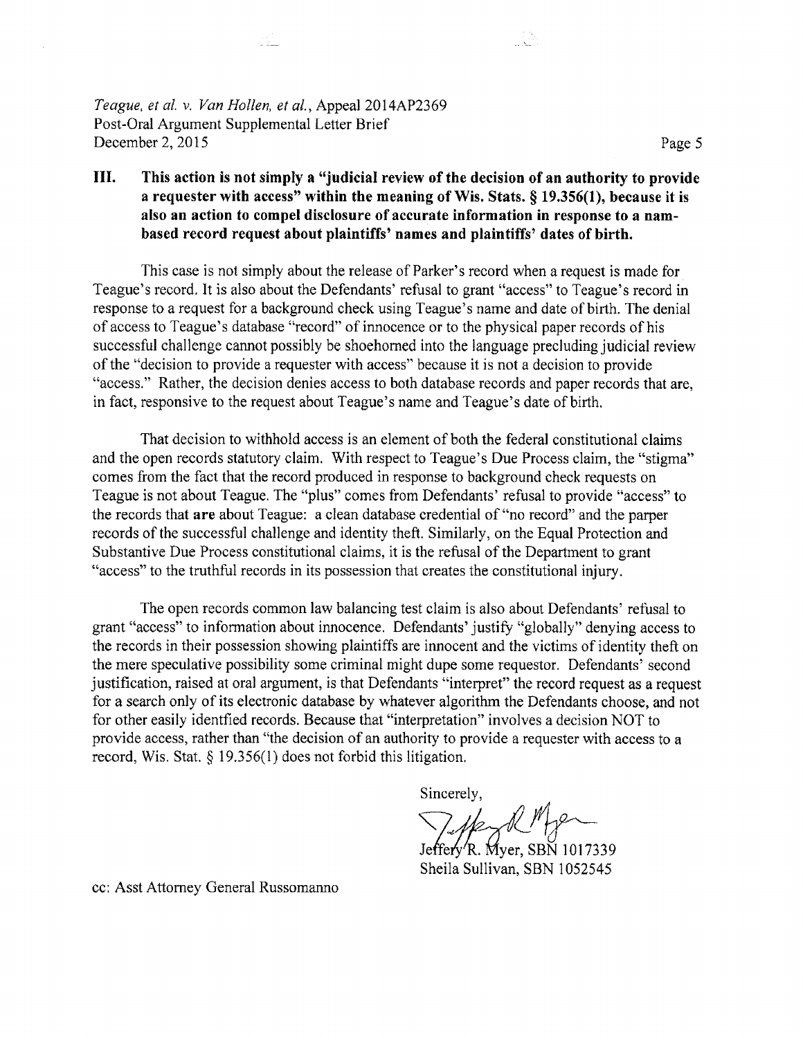## III. This action is not simply a "judicial review of the decision of an authority to provide a requester with access" within the meaning of Wis. Stats. § 19.356(1), because it is also an action to compel disclosure of accurate information in response to a nam-based record request about plaintiffs' names and plaintiffs' dates of birth.

This case is not simply about the release of Parker's record when a request is made for Teague's record. It is also about the Defendants' refusal to grant "access" to Teague's record in response to a request for a background check using Teague's name and date of birth. The denial of access to Teague's database "record" of innocence or to the physical paper records of his successful challenge cannot possibly be shoehorned into the language precluding judicial review of the "decision to provide a requester with access" because it is not a decision to provide "access." Rather, the decision denies access to both database records and paper records that are, in fact, responsive to the request about Teague's name and Teague's date of birth.

That decision to withhold access is an element of both the federal constitutional claims and the open records statutory claim. With respect to Teague's Due Process claim, the "stigma" comes from the fact that the record produced in response to background check requests on Teague is not about Teague. The "plus" comes from Defendants' refusal to provide "access" to the records that **are** about Teague: a clean database credential of "no record" and the parper records of the successful challenge and identity theft. Similarly, on the Equal Protection and Substantive Due Process constitutional claims, it is the refusal of the Department to grant "access" to the truthful records in its possession that creates the constitutional injury.

The open records common law balancing test claim is also about Defendants' refusal to grant "access" to information about innocence. Defendants' justify "globally" denying access to the records in their possession showing plaintiffs are innocent and the victims of identity theft on the mere speculative possibility some criminal might dupe some requestor. Defendants' second justification, raised at oral argument, is that Defendants "interpret" the record request as a request for a search only of its electronic database by whatever algorithm the Defendants choose, and not for other easily identfied records. Because that "interpretation" involves a decision NOT to provide access, rather than "the decision of an authority to provide a requester with access to a record, Wis. Stat. § 19.356(1) does not forbid this litigation.

Sincerely,

Jeffery R. Myer, SBN 1017339
Sheila Sullivan, SBN 1052545

cc: Asst Attorney General Russomanno